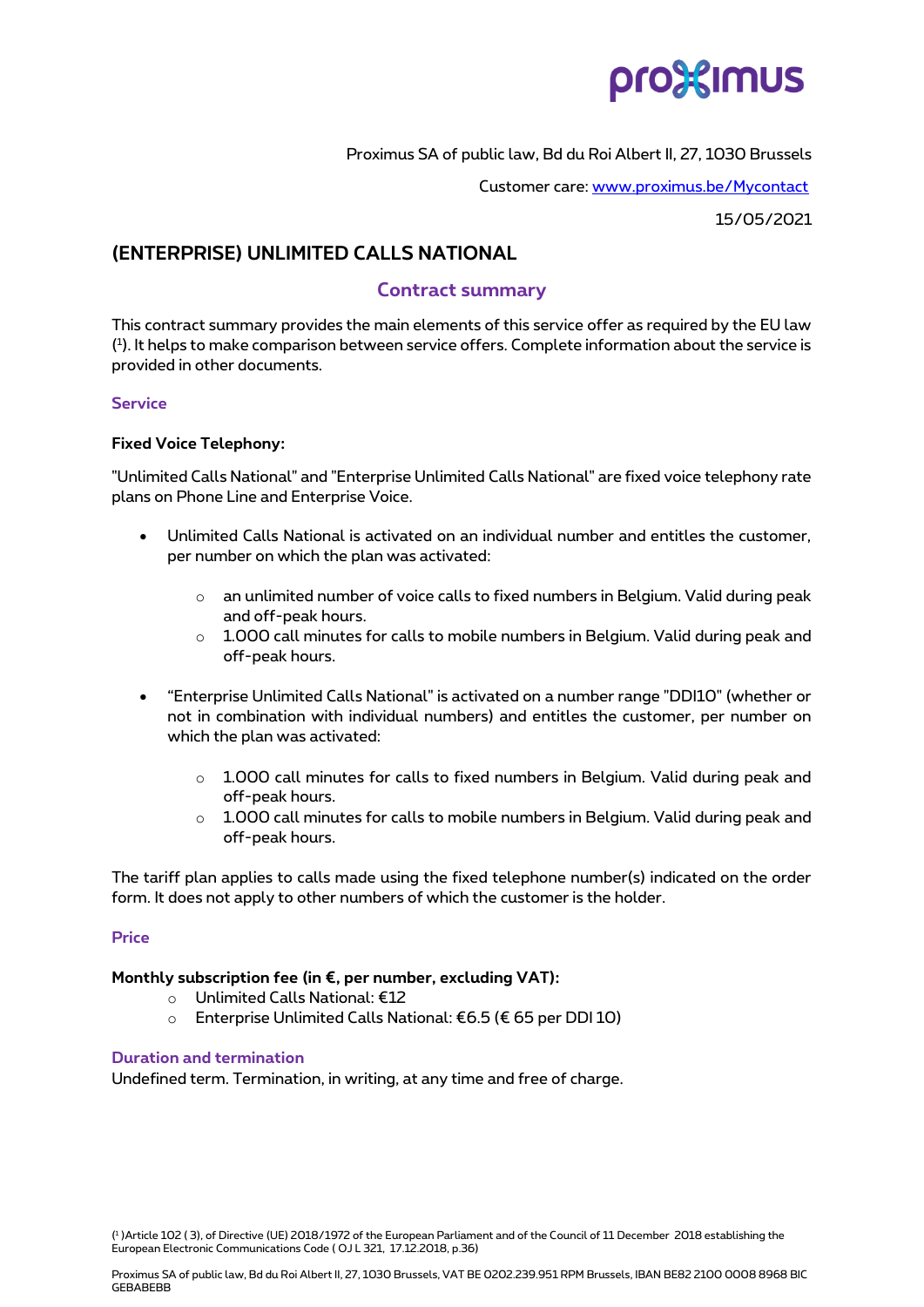Proximus SA of public law, Bd du Roi Albert II, 27, 1030 Brussels

Customer care: www.proximus.be/Mycontact

15/05/2021

# (ENTERPRISE) UNLIMITED CALLS NATIONAL

## Contract summary

This contract summary provides the main elements of this service offer as required by the EU law [1]. It helps to make comparison between service offers. Complete information about the service is provided in other documents.

### Service

**Fixed Voice Telephony:**

"Unlimited Calls National" and "Enterprise Unlimited Calls National" are fixed voice telephony rate plans on Phone Line and Enterprise Voice.

- Unlimited Calls National is activated on an individual number and entitles the customer, per number on which the plan was activated:
  - an unlimited number of voice calls to fixed numbers in Belgium. Valid during peak and off-peak hours.
  - 1.000 call minutes for calls to mobile numbers in Belgium. Valid during peak and off-peak hours.
- "Enterprise Unlimited Calls National" is activated on a number range "DDI10" (whether or not in combination with individual numbers) and entitles the customer, per number on which the plan was activated:
  - 1.000 call minutes for calls to fixed numbers in Belgium. Valid during peak and off-peak hours.
  - 1.000 call minutes for calls to mobile numbers in Belgium. Valid during peak and off-peak hours.

The tariff plan applies to calls made using the fixed telephone number(s) indicated on the order form. It does not apply to other numbers of which the customer is the holder.

### Price

**Monthly subscription fee (in €, per number, excluding VAT):**

- Unlimited Calls National: €12
- Enterprise Unlimited Calls National: €6.5 (€ 65 per DDI 10)

### Duration and termination

Undefined term. Termination, in writing, at any time and free of charge.

[1] Article 102 ( 3), of Directive (UE) 2018/1972 of the European Parliament and of the Council of 11 December 2018 establishing the European Electronic Communications Code ( OJ L 321, 17.12.2018, p.36)

Proximus SA of public law, Bd du Roi Albert II, 27, 1030 Brussels, VAT BE 0202.239.951 RPM Brussels, IBAN BE82 2100 0008 8968 BIC GEBABEBB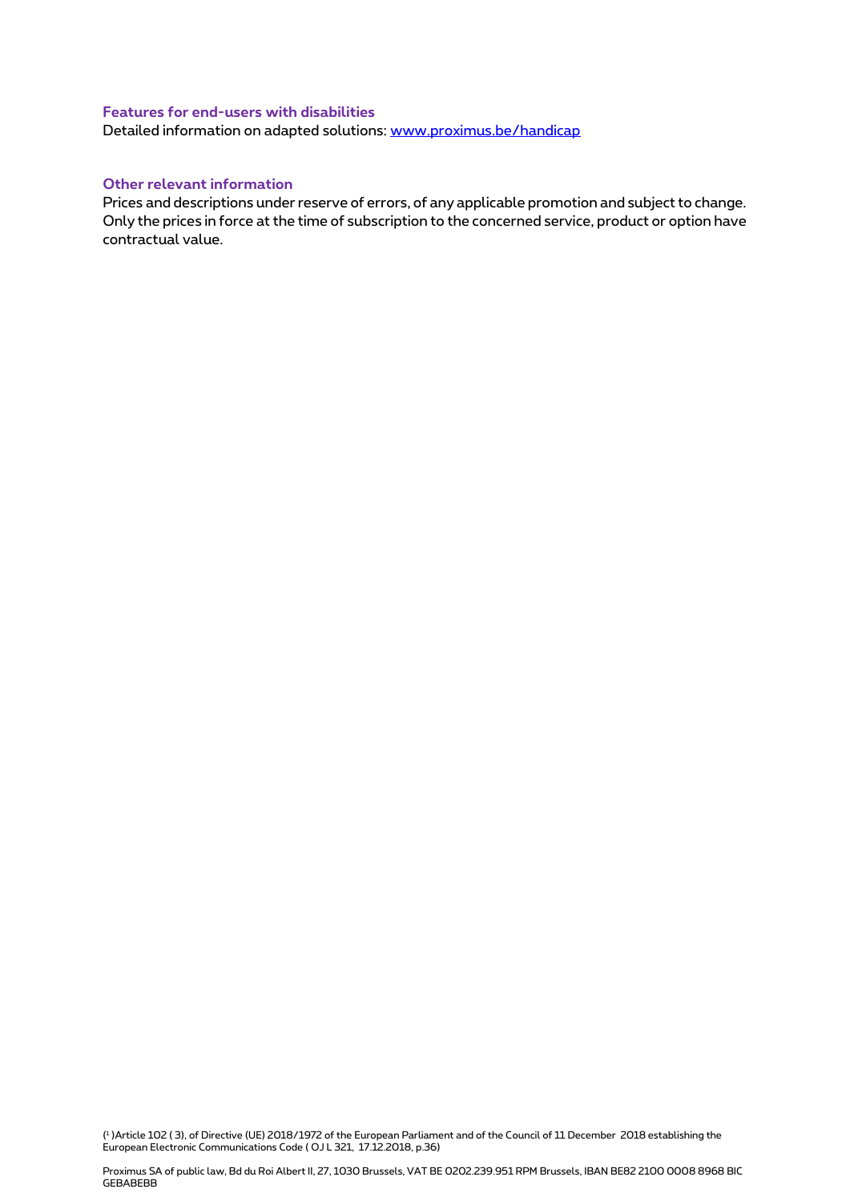### Features for end-users with disabilities

Detailed information on adapted solutions: [www.proximus.be/handicap](www.proximus.be/handicap)

### Other relevant information

Prices and descriptions under reserve of errors, of any applicable promotion and subject to change. Only the prices in force at the time of subscription to the concerned service, product or option have contractual value.

([1] )Article 102 ( 3), of Directive (UE) 2018/1972 of the European Parliament and of the Council of 11 December 2018 establishing the European Electronic Communications Code ( OJ L 321, 17.12.2018, p.36)

Proximus SA of public law, Bd du Roi Albert II, 27, 1030 Brussels, VAT BE 0202.239.951 RPM Brussels, IBAN BE82 2100 0008 8968 BIC GEBABEBB